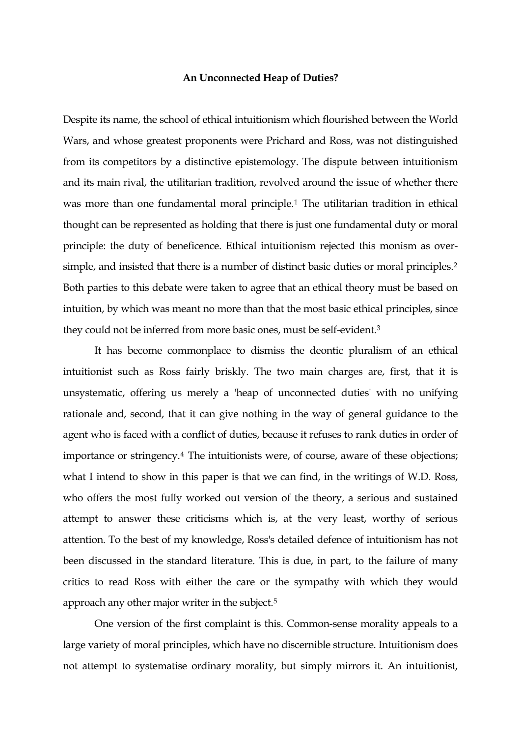**An Unconnected Heap of Duties?**

Despite its name, the school of ethical intuitionism which flourished between the World Wars, and whose greatest proponents were Prichard and Ross, was not distinguished from its competitors by a distinctive epistemology. The dispute between intuitionism and its main rival, the utilitarian tradition, revolved around the issue of whether there was more than one fundamental moral principle.[1] The utilitarian tradition in ethical thought can be represented as holding that there is just one fundamental duty or moral principle: the duty of beneficence. Ethical intuitionism rejected this monism as over-simple, and insisted that there is a number of distinct basic duties or moral principles.[2] Both parties to this debate were taken to agree that an ethical theory must be based on intuition, by which was meant no more than that the most basic ethical principles, since they could not be inferred from more basic ones, must be self-evident.[3]

It has become commonplace to dismiss the deontic pluralism of an ethical intuitionist such as Ross fairly briskly. The two main charges are, first, that it is unsystematic, offering us merely a 'heap of unconnected duties' with no unifying rationale and, second, that it can give nothing in the way of general guidance to the agent who is faced with a conflict of duties, because it refuses to rank duties in order of importance or stringency.[4] The intuitionists were, of course, aware of these objections; what I intend to show in this paper is that we can find, in the writings of W.D. Ross, who offers the most fully worked out version of the theory, a serious and sustained attempt to answer these criticisms which is, at the very least, worthy of serious attention. To the best of my knowledge, Ross's detailed defence of intuitionism has not been discussed in the standard literature. This is due, in part, to the failure of many critics to read Ross with either the care or the sympathy with which they would approach any other major writer in the subject.[5]

One version of the first complaint is this. Common-sense morality appeals to a large variety of moral principles, which have no discernible structure. Intuitionism does not attempt to systematise ordinary morality, but simply mirrors it. An intuitionist,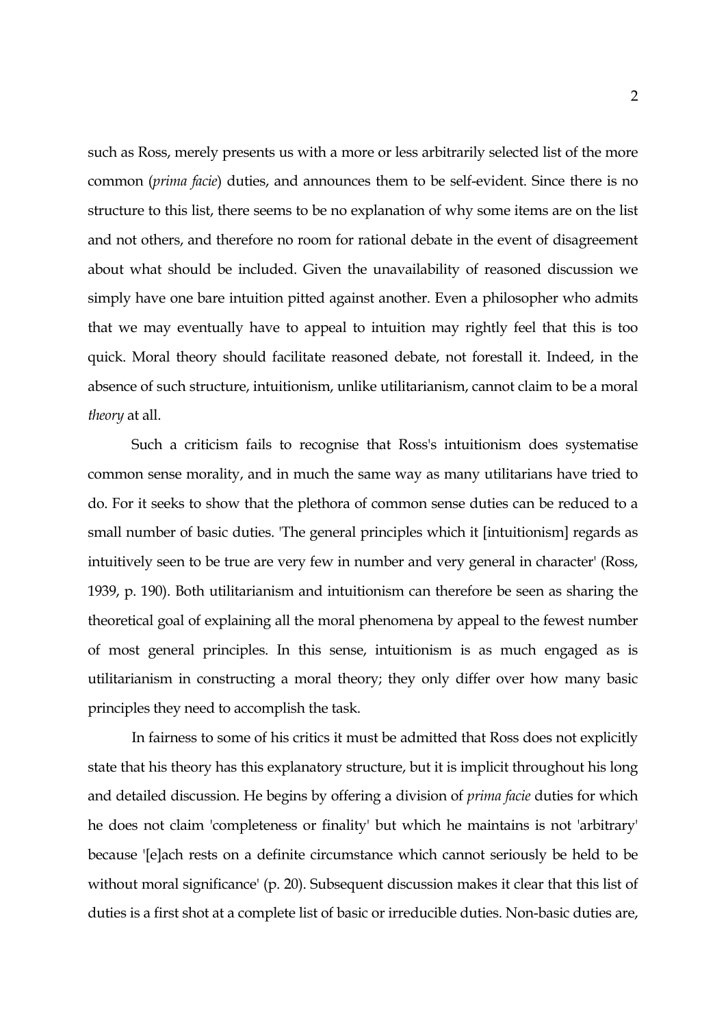such as Ross, merely presents us with a more or less arbitrarily selected list of the more common (*prima facie*) duties, and announces them to be self-evident. Since there is no structure to this list, there seems to be no explanation of why some items are on the list and not others, and therefore no room for rational debate in the event of disagreement about what should be included. Given the unavailability of reasoned discussion we simply have one bare intuition pitted against another. Even a philosopher who admits that we may eventually have to appeal to intuition may rightly feel that this is too quick. Moral theory should facilitate reasoned debate, not forestall it. Indeed, in the absence of such structure, intuitionism, unlike utilitarianism, cannot claim to be a moral *theory* at all.

Such a criticism fails to recognise that Ross's intuitionism does systematise common sense morality, and in much the same way as many utilitarians have tried to do. For it seeks to show that the plethora of common sense duties can be reduced to a small number of basic duties. 'The general principles which it [intuitionism] regards as intuitively seen to be true are very few in number and very general in character' (Ross, 1939, p. 190). Both utilitarianism and intuitionism can therefore be seen as sharing the theoretical goal of explaining all the moral phenomena by appeal to the fewest number of most general principles. In this sense, intuitionism is as much engaged as is utilitarianism in constructing a moral theory; they only differ over how many basic principles they need to accomplish the task.

In fairness to some of his critics it must be admitted that Ross does not explicitly state that his theory has this explanatory structure, but it is implicit throughout his long and detailed discussion. He begins by offering a division of *prima facie* duties for which he does not claim 'completeness or finality' but which he maintains is not 'arbitrary' because '[e]ach rests on a definite circumstance which cannot seriously be held to be without moral significance' (p. 20). Subsequent discussion makes it clear that this list of duties is a first shot at a complete list of basic or irreducible duties. Non-basic duties are,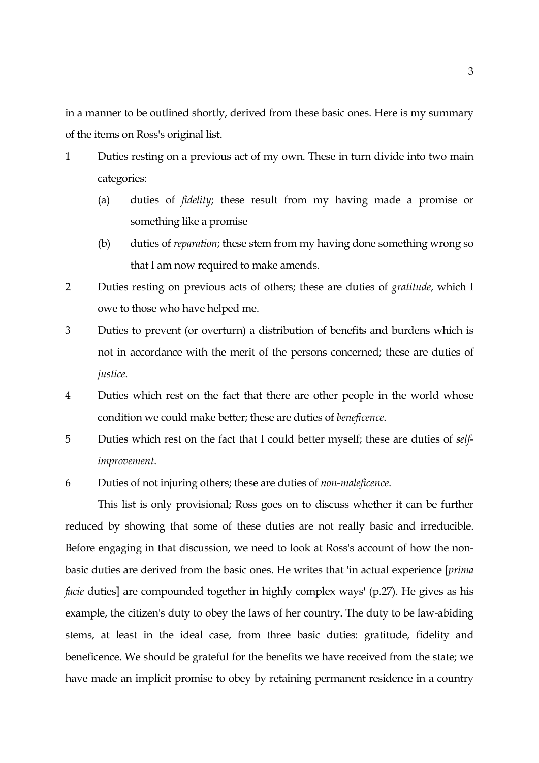in a manner to be outlined shortly, derived from these basic ones. Here is my summary of the items on Ross's original list.

1. Duties resting on a previous act of my own. These in turn divide into two main categories:
   (a) duties of *fidelity*; these result from my having made a promise or something like a promise
   (b) duties of *reparation*; these stem from my having done something wrong so that I am now required to make amends.
2. Duties resting on previous acts of others; these are duties of *gratitude*, which I owe to those who have helped me.
3. Duties to prevent (or overturn) a distribution of benefits and burdens which is not in accordance with the merit of the persons concerned; these are duties of *justice*.
4. Duties which rest on the fact that there are other people in the world whose condition we could make better; these are duties of *beneficence*.
5. Duties which rest on the fact that I could better myself; these are duties of *self-improvement*.
6. Duties of not injuring others; these are duties of *non-maleficence*.

This list is only provisional; Ross goes on to discuss whether it can be further reduced by showing that some of these duties are not really basic and irreducible. Before engaging in that discussion, we need to look at Ross's account of how the non-basic duties are derived from the basic ones. He writes that 'in actual experience [*prima facie* duties] are compounded together in highly complex ways' (p.27). He gives as his example, the citizen's duty to obey the laws of her country. The duty to be law-abiding stems, at least in the ideal case, from three basic duties: gratitude, fidelity and beneficence. We should be grateful for the benefits we have received from the state; we have made an implicit promise to obey by retaining permanent residence in a country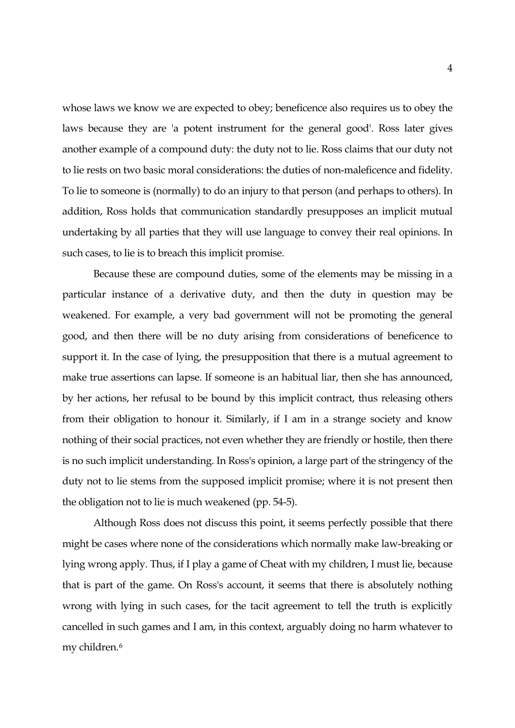whose laws we know we are expected to obey; beneficence also requires us to obey the laws because they are 'a potent instrument for the general good'. Ross later gives another example of a compound duty: the duty not to lie. Ross claims that our duty not to lie rests on two basic moral considerations: the duties of non-maleficence and fidelity. To lie to someone is (normally) to do an injury to that person (and perhaps to others). In addition, Ross holds that communication standardly presupposes an implicit mutual undertaking by all parties that they will use language to convey their real opinions. In such cases, to lie is to breach this implicit promise.

Because these are compound duties, some of the elements may be missing in a particular instance of a derivative duty, and then the duty in question may be weakened. For example, a very bad government will not be promoting the general good, and then there will be no duty arising from considerations of beneficence to support it. In the case of lying, the presupposition that there is a mutual agreement to make true assertions can lapse. If someone is an habitual liar, then she has announced, by her actions, her refusal to be bound by this implicit contract, thus releasing others from their obligation to honour it. Similarly, if I am in a strange society and know nothing of their social practices, not even whether they are friendly or hostile, then there is no such implicit understanding. In Ross's opinion, a large part of the stringency of the duty not to lie stems from the supposed implicit promise; where it is not present then the obligation not to lie is much weakened (pp. 54-5).

Although Ross does not discuss this point, it seems perfectly possible that there might be cases where none of the considerations which normally make law-breaking or lying wrong apply. Thus, if I play a game of Cheat with my children, I must lie, because that is part of the game. On Ross's account, it seems that there is absolutely nothing wrong with lying in such cases, for the tacit agreement to tell the truth is explicitly cancelled in such games and I am, in this context, arguably doing no harm whatever to my children.[6]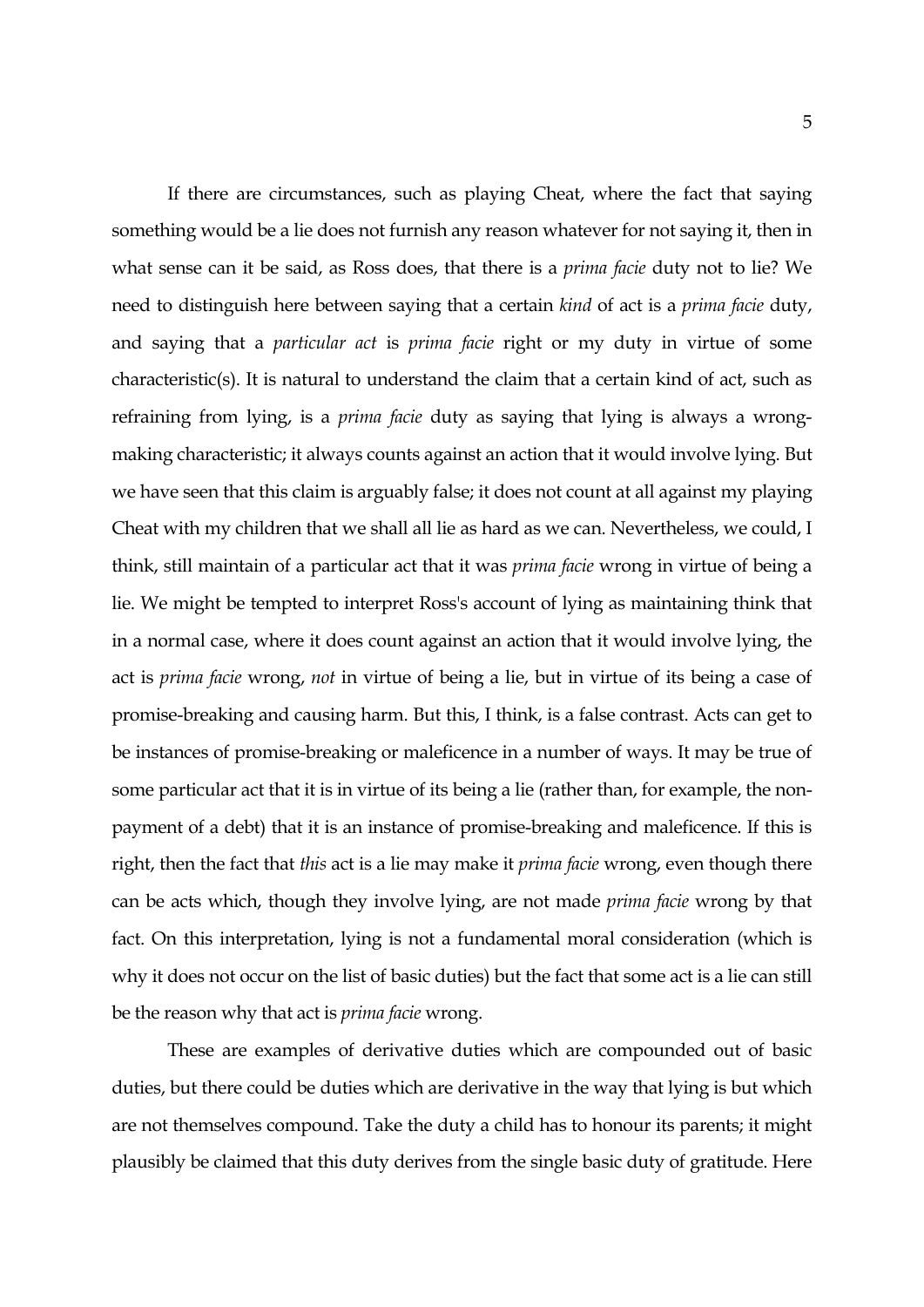If there are circumstances, such as playing Cheat, where the fact that saying something would be a lie does not furnish any reason whatever for not saying it, then in what sense can it be said, as Ross does, that there is a *prima facie* duty not to lie? We need to distinguish here between saying that a certain *kind* of act is a *prima facie* duty, and saying that a *particular act* is *prima facie* right or my duty in virtue of some characteristic(s). It is natural to understand the claim that a certain kind of act, such as refraining from lying, is a *prima facie* duty as saying that lying is always a wrong-making characteristic; it always counts against an action that it would involve lying. But we have seen that this claim is arguably false; it does not count at all against my playing Cheat with my children that we shall all lie as hard as we can. Nevertheless, we could, I think, still maintain of a particular act that it was *prima facie* wrong in virtue of being a lie. We might be tempted to interpret Ross's account of lying as maintaining think that in a normal case, where it does count against an action that it would involve lying, the act is *prima facie* wrong, *not* in virtue of being a lie, but in virtue of its being a case of promise-breaking and causing harm. But this, I think, is a false contrast. Acts can get to be instances of promise-breaking or maleficence in a number of ways. It may be true of some particular act that it is in virtue of its being a lie (rather than, for example, the non-payment of a debt) that it is an instance of promise-breaking and maleficence. If this is right, then the fact that *this* act is a lie may make it *prima facie* wrong, even though there can be acts which, though they involve lying, are not made *prima facie* wrong by that fact. On this interpretation, lying is not a fundamental moral consideration (which is why it does not occur on the list of basic duties) but the fact that some act is a lie can still be the reason why that act is *prima facie* wrong.

These are examples of derivative duties which are compounded out of basic duties, but there could be duties which are derivative in the way that lying is but which are not themselves compound. Take the duty a child has to honour its parents; it might plausibly be claimed that this duty derives from the single basic duty of gratitude. Here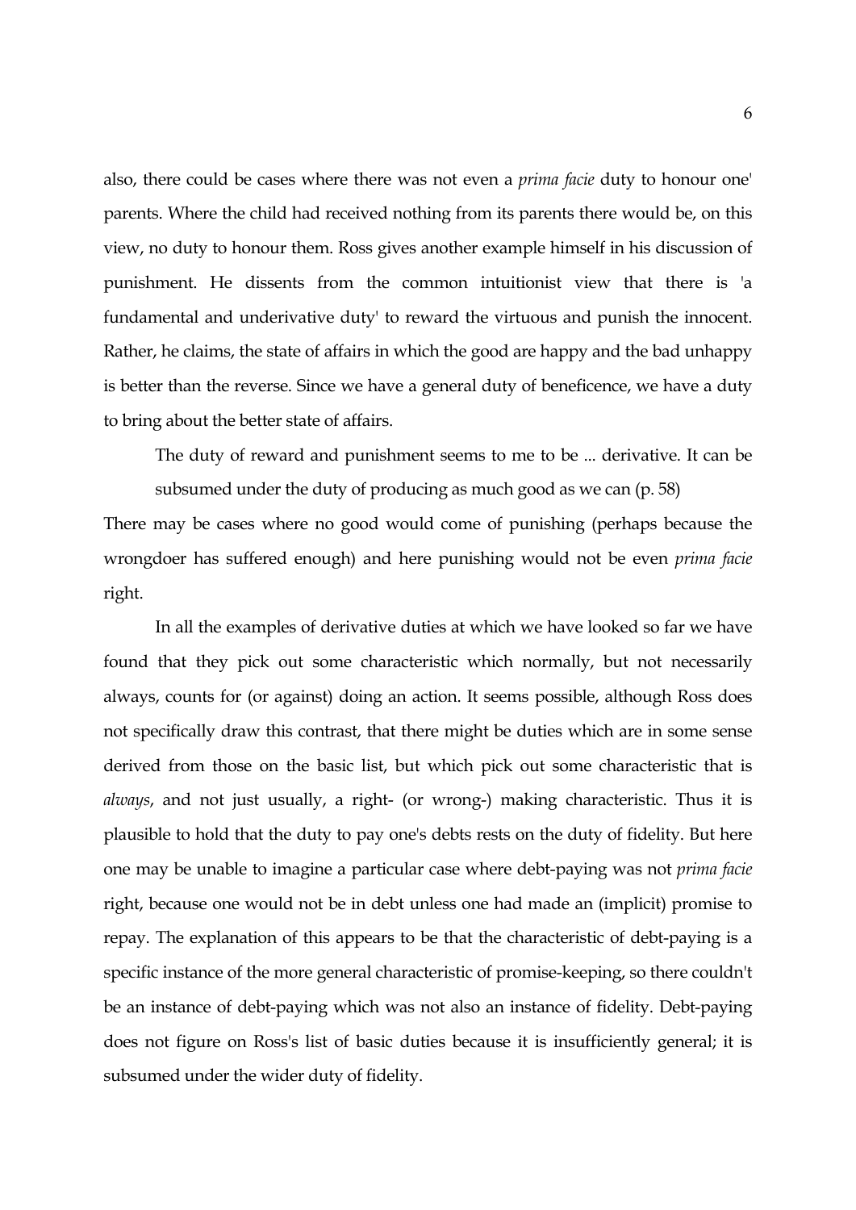also, there could be cases where there was not even a *prima facie* duty to honour one' parents. Where the child had received nothing from its parents there would be, on this view, no duty to honour them. Ross gives another example himself in his discussion of punishment. He dissents from the common intuitionist view that there is 'a fundamental and underivative duty' to reward the virtuous and punish the innocent. Rather, he claims, the state of affairs in which the good are happy and the bad unhappy is better than the reverse. Since we have a general duty of beneficence, we have a duty to bring about the better state of affairs.

> The duty of reward and punishment seems to me to be ... derivative. It can be subsumed under the duty of producing as much good as we can (p. 58)

There may be cases where no good would come of punishing (perhaps because the wrongdoer has suffered enough) and here punishing would not be even *prima facie* right.

In all the examples of derivative duties at which we have looked so far we have found that they pick out some characteristic which normally, but not necessarily always, counts for (or against) doing an action. It seems possible, although Ross does not specifically draw this contrast, that there might be duties which are in some sense derived from those on the basic list, but which pick out some characteristic that is *always*, and not just usually, a right- (or wrong-) making characteristic. Thus it is plausible to hold that the duty to pay one's debts rests on the duty of fidelity. But here one may be unable to imagine a particular case where debt-paying was not *prima facie* right, because one would not be in debt unless one had made an (implicit) promise to repay. The explanation of this appears to be that the characteristic of debt-paying is a specific instance of the more general characteristic of promise-keeping, so there couldn't be an instance of debt-paying which was not also an instance of fidelity. Debt-paying does not figure on Ross's list of basic duties because it is insufficiently general; it is subsumed under the wider duty of fidelity.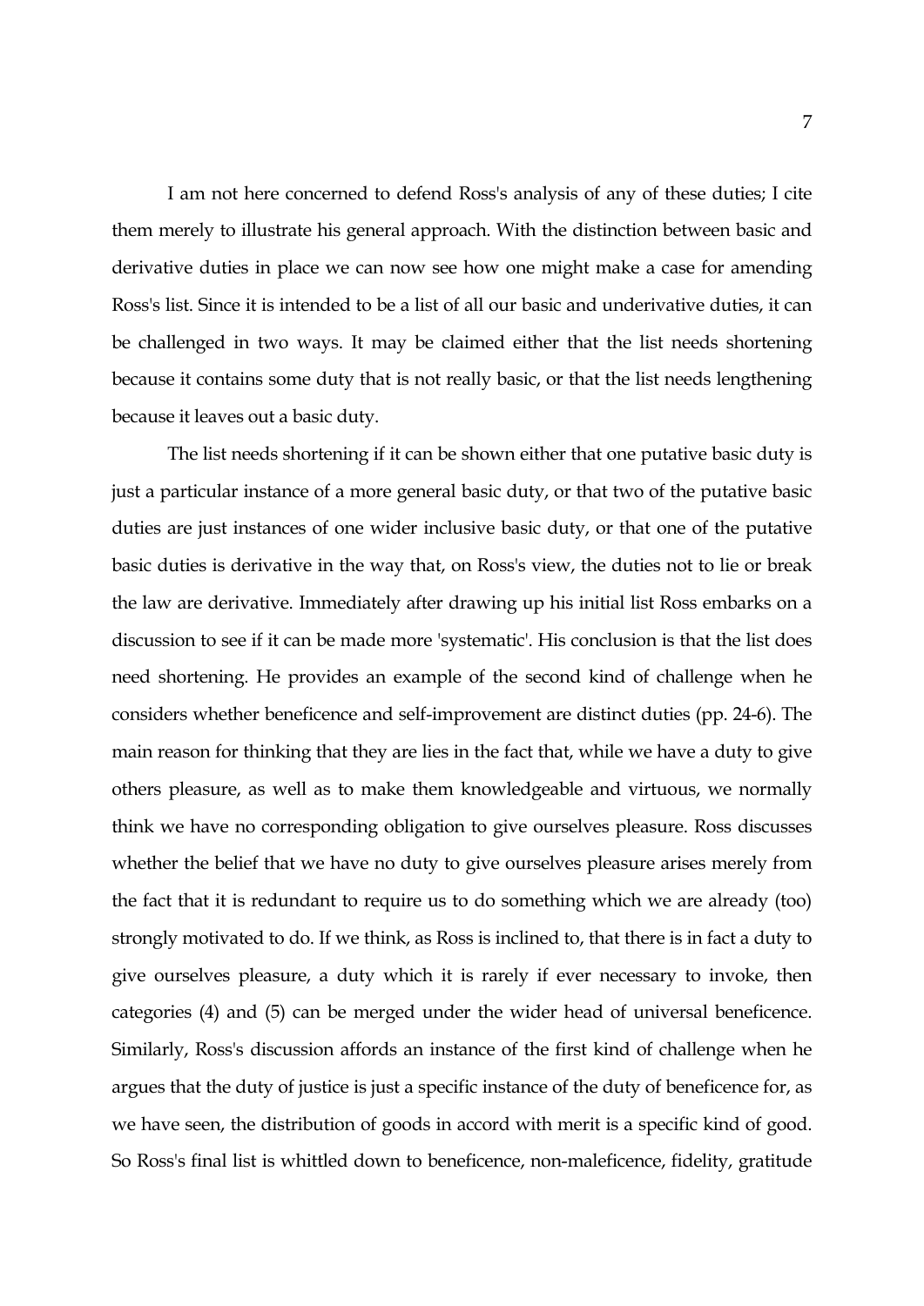I am not here concerned to defend Ross's analysis of any of these duties; I cite them merely to illustrate his general approach. With the distinction between basic and derivative duties in place we can now see how one might make a case for amending Ross's list. Since it is intended to be a list of all our basic and underivative duties, it can be challenged in two ways. It may be claimed either that the list needs shortening because it contains some duty that is not really basic, or that the list needs lengthening because it leaves out a basic duty.

The list needs shortening if it can be shown either that one putative basic duty is just a particular instance of a more general basic duty, or that two of the putative basic duties are just instances of one wider inclusive basic duty, or that one of the putative basic duties is derivative in the way that, on Ross's view, the duties not to lie or break the law are derivative. Immediately after drawing up his initial list Ross embarks on a discussion to see if it can be made more 'systematic'. His conclusion is that the list does need shortening. He provides an example of the second kind of challenge when he considers whether beneficence and self-improvement are distinct duties (pp. 24-6). The main reason for thinking that they are lies in the fact that, while we have a duty to give others pleasure, as well as to make them knowledgeable and virtuous, we normally think we have no corresponding obligation to give ourselves pleasure. Ross discusses whether the belief that we have no duty to give ourselves pleasure arises merely from the fact that it is redundant to require us to do something which we are already (too) strongly motivated to do. If we think, as Ross is inclined to, that there is in fact a duty to give ourselves pleasure, a duty which it is rarely if ever necessary to invoke, then categories (4) and (5) can be merged under the wider head of universal beneficence. Similarly, Ross's discussion affords an instance of the first kind of challenge when he argues that the duty of justice is just a specific instance of the duty of beneficence for, as we have seen, the distribution of goods in accord with merit is a specific kind of good. So Ross's final list is whittled down to beneficence, non-maleficence, fidelity, gratitude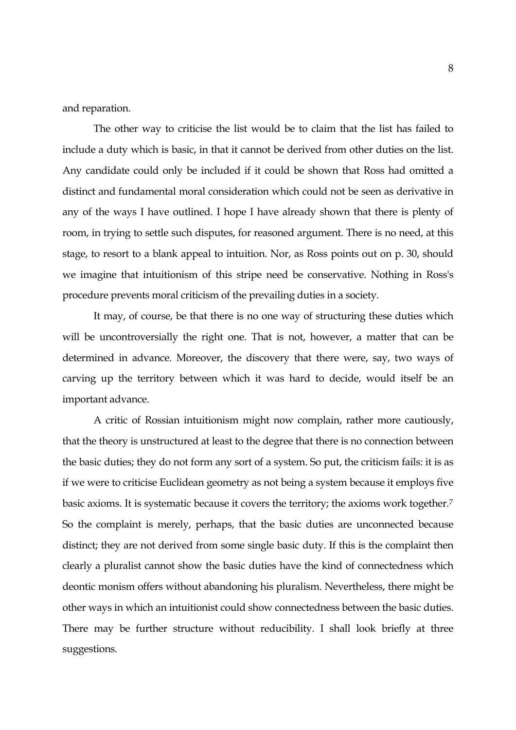and reparation.

The other way to criticise the list would be to claim that the list has failed to include a duty which is basic, in that it cannot be derived from other duties on the list. Any candidate could only be included if it could be shown that Ross had omitted a distinct and fundamental moral consideration which could not be seen as derivative in any of the ways I have outlined. I hope I have already shown that there is plenty of room, in trying to settle such disputes, for reasoned argument. There is no need, at this stage, to resort to a blank appeal to intuition. Nor, as Ross points out on p. 30, should we imagine that intuitionism of this stripe need be conservative. Nothing in Ross's procedure prevents moral criticism of the prevailing duties in a society.

It may, of course, be that there is no one way of structuring these duties which will be uncontroversially the right one. That is not, however, a matter that can be determined in advance. Moreover, the discovery that there were, say, two ways of carving up the territory between which it was hard to decide, would itself be an important advance.

A critic of Rossian intuitionism might now complain, rather more cautiously, that the theory is unstructured at least to the degree that there is no connection between the basic duties; they do not form any sort of a system. So put, the criticism fails: it is as if we were to criticise Euclidean geometry as not being a system because it employs five basic axioms. It is systematic because it covers the territory; the axioms work together.[7] So the complaint is merely, perhaps, that the basic duties are unconnected because distinct; they are not derived from some single basic duty. If this is the complaint then clearly a pluralist cannot show the basic duties have the kind of connectedness which deontic monism offers without abandoning his pluralism. Nevertheless, there might be other ways in which an intuitionist could show connectedness between the basic duties. There may be further structure without reducibility. I shall look briefly at three suggestions.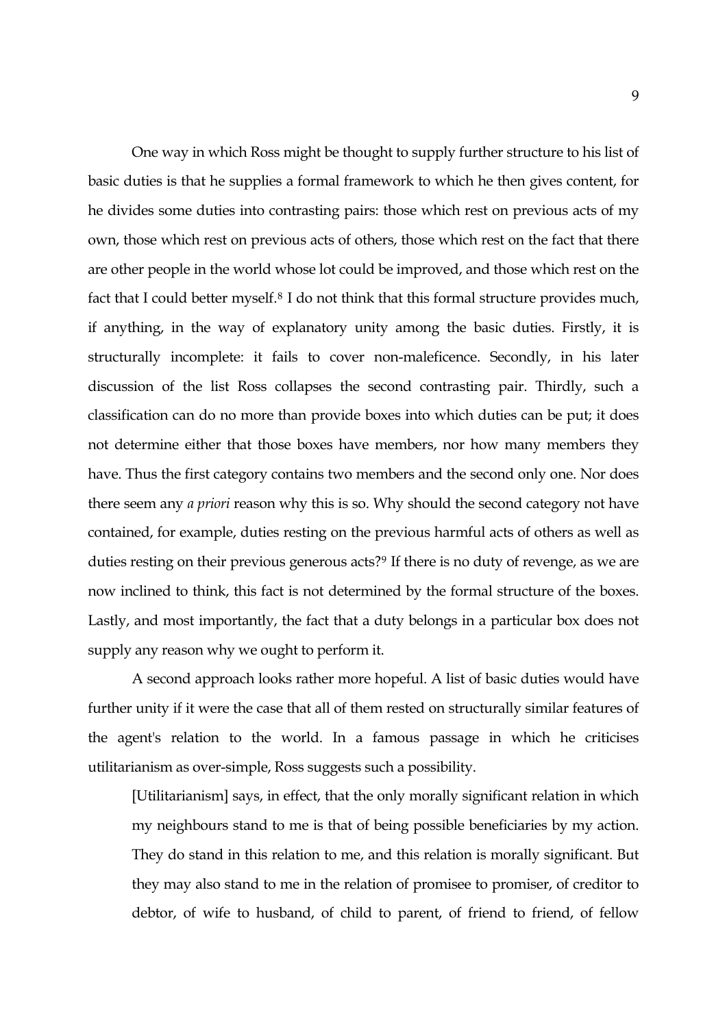One way in which Ross might be thought to supply further structure to his list of basic duties is that he supplies a formal framework to which he then gives content, for he divides some duties into contrasting pairs: those which rest on previous acts of my own, those which rest on previous acts of others, those which rest on the fact that there are other people in the world whose lot could be improved, and those which rest on the fact that I could better myself.[8] I do not think that this formal structure provides much, if anything, in the way of explanatory unity among the basic duties. Firstly, it is structurally incomplete: it fails to cover non-maleficence. Secondly, in his later discussion of the list Ross collapses the second contrasting pair. Thirdly, such a classification can do no more than provide boxes into which duties can be put; it does not determine either that those boxes have members, nor how many members they have. Thus the first category contains two members and the second only one. Nor does there seem any *a priori* reason why this is so. Why should the second category not have contained, for example, duties resting on the previous harmful acts of others as well as duties resting on their previous generous acts?[9] If there is no duty of revenge, as we are now inclined to think, this fact is not determined by the formal structure of the boxes. Lastly, and most importantly, the fact that a duty belongs in a particular box does not supply any reason why we ought to perform it.

A second approach looks rather more hopeful. A list of basic duties would have further unity if it were the case that all of them rested on structurally similar features of the agent's relation to the world. In a famous passage in which he criticises utilitarianism as over-simple, Ross suggests such a possibility.

> [Utilitarianism] says, in effect, that the only morally significant relation in which my neighbours stand to me is that of being possible beneficiaries by my action. They do stand in this relation to me, and this relation is morally significant. But they may also stand to me in the relation of promisee to promiser, of creditor to debtor, of wife to husband, of child to parent, of friend to friend, of fellow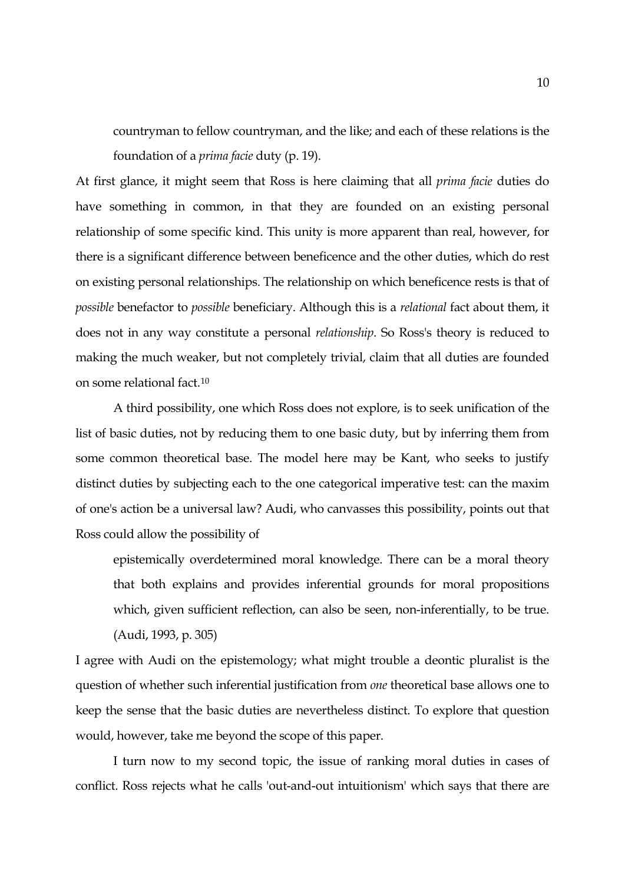> countryman to fellow countryman, and the like; and each of these relations is the foundation of a *prima facie* duty (p. 19).

At first glance, it might seem that Ross is here claiming that all *prima facie* duties do have something in common, in that they are founded on an existing personal relationship of some specific kind. This unity is more apparent than real, however, for there is a significant difference between beneficence and the other duties, which do rest on existing personal relationships. The relationship on which beneficence rests is that of *possible* benefactor to *possible* beneficiary. Although this is a *relational* fact about them, it does not in any way constitute a personal *relationship*. So Ross's theory is reduced to making the much weaker, but not completely trivial, claim that all duties are founded on some relational fact.[10]

A third possibility, one which Ross does not explore, is to seek unification of the list of basic duties, not by reducing them to one basic duty, but by inferring them from some common theoretical base. The model here may be Kant, who seeks to justify distinct duties by subjecting each to the one categorical imperative test: can the maxim of one's action be a universal law? Audi, who canvasses this possibility, points out that Ross could allow the possibility of

> epistemically overdetermined moral knowledge. There can be a moral theory that both explains and provides inferential grounds for moral propositions which, given sufficient reflection, can also be seen, non-inferentially, to be true. (Audi, 1993, p. 305)

I agree with Audi on the epistemology; what might trouble a deontic pluralist is the question of whether such inferential justification from *one* theoretical base allows one to keep the sense that the basic duties are nevertheless distinct. To explore that question would, however, take me beyond the scope of this paper.

I turn now to my second topic, the issue of ranking moral duties in cases of conflict. Ross rejects what he calls 'out-and-out intuitionism' which says that there are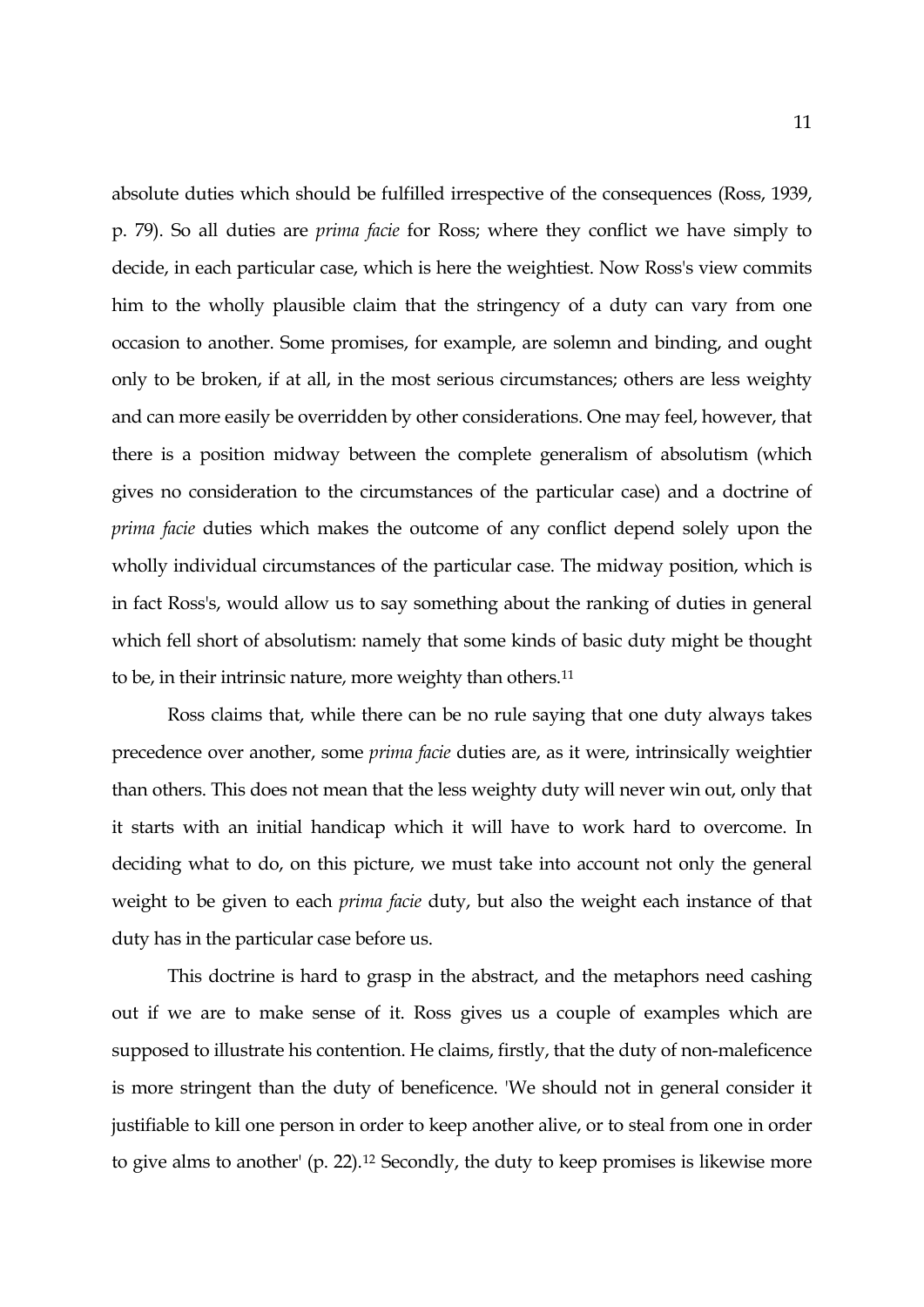absolute duties which should be fulfilled irrespective of the consequences (Ross, 1939, p. 79). So all duties are *prima facie* for Ross; where they conflict we have simply to decide, in each particular case, which is here the weightiest. Now Ross's view commits him to the wholly plausible claim that the stringency of a duty can vary from one occasion to another. Some promises, for example, are solemn and binding, and ought only to be broken, if at all, in the most serious circumstances; others are less weighty and can more easily be overridden by other considerations. One may feel, however, that there is a position midway between the complete generalism of absolutism (which gives no consideration to the circumstances of the particular case) and a doctrine of *prima facie* duties which makes the outcome of any conflict depend solely upon the wholly individual circumstances of the particular case. The midway position, which is in fact Ross's, would allow us to say something about the ranking of duties in general which fell short of absolutism: namely that some kinds of basic duty might be thought to be, in their intrinsic nature, more weighty than others.[11]

Ross claims that, while there can be no rule saying that one duty always takes precedence over another, some *prima facie* duties are, as it were, intrinsically weightier than others. This does not mean that the less weighty duty will never win out, only that it starts with an initial handicap which it will have to work hard to overcome. In deciding what to do, on this picture, we must take into account not only the general weight to be given to each *prima facie* duty, but also the weight each instance of that duty has in the particular case before us.

This doctrine is hard to grasp in the abstract, and the metaphors need cashing out if we are to make sense of it. Ross gives us a couple of examples which are supposed to illustrate his contention. He claims, firstly, that the duty of non-maleficence is more stringent than the duty of beneficence. 'We should not in general consider it justifiable to kill one person in order to keep another alive, or to steal from one in order to give alms to another' (p. 22).[12] Secondly, the duty to keep promises is likewise more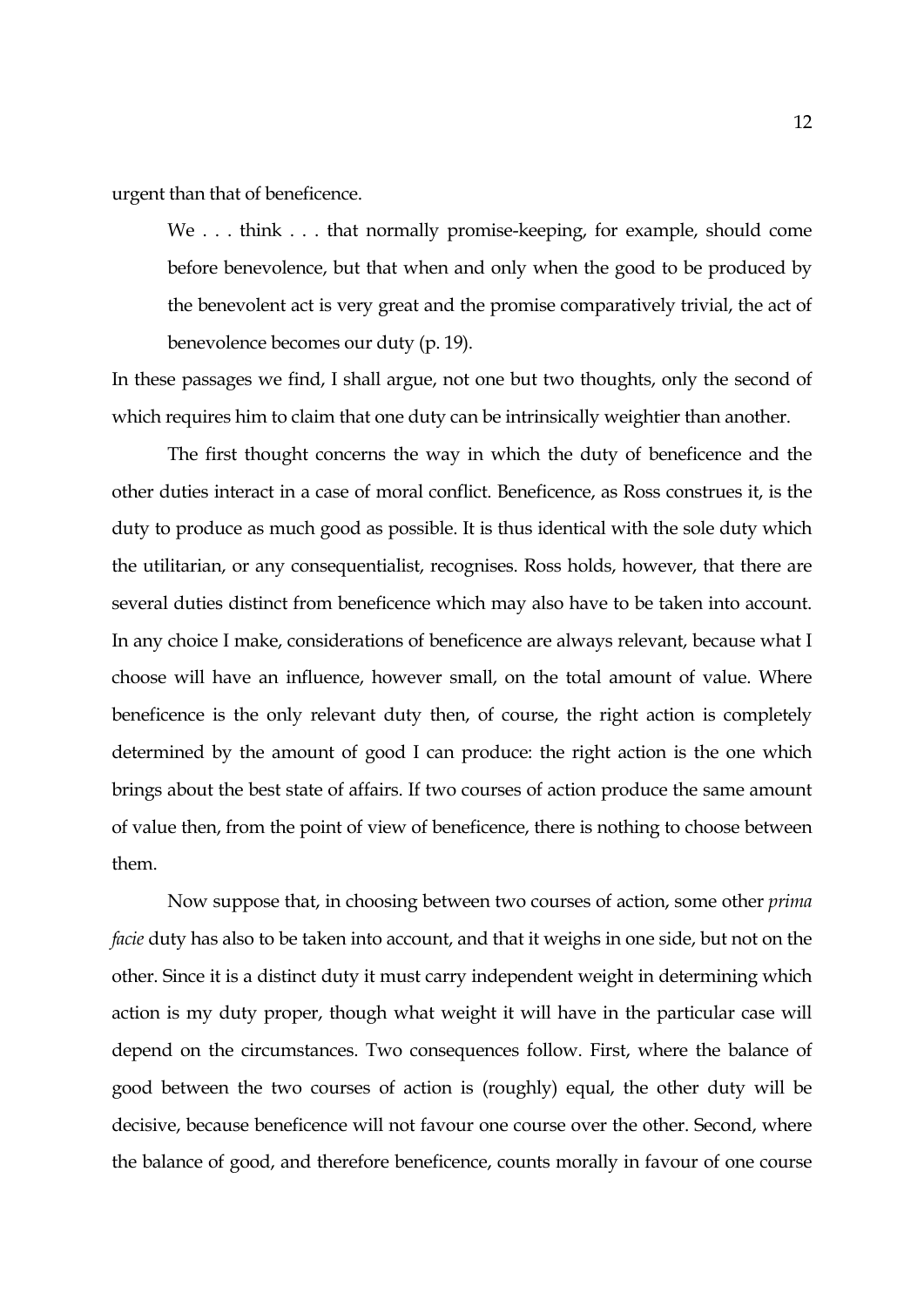urgent than that of beneficence.

> We . . . think . . . that normally promise-keeping, for example, should come before benevolence, but that when and only when the good to be produced by the benevolent act is very great and the promise comparatively trivial, the act of benevolence becomes our duty (p. 19).

In these passages we find, I shall argue, not one but two thoughts, only the second of which requires him to claim that one duty can be intrinsically weightier than another.

The first thought concerns the way in which the duty of beneficence and the other duties interact in a case of moral conflict. Beneficence, as Ross construes it, is the duty to produce as much good as possible. It is thus identical with the sole duty which the utilitarian, or any consequentialist, recognises. Ross holds, however, that there are several duties distinct from beneficence which may also have to be taken into account. In any choice I make, considerations of beneficence are always relevant, because what I choose will have an influence, however small, on the total amount of value. Where beneficence is the only relevant duty then, of course, the right action is completely determined by the amount of good I can produce: the right action is the one which brings about the best state of affairs. If two courses of action produce the same amount of value then, from the point of view of beneficence, there is nothing to choose between them.

Now suppose that, in choosing between two courses of action, some other *prima facie* duty has also to be taken into account, and that it weighs in one side, but not on the other. Since it is a distinct duty it must carry independent weight in determining which action is my duty proper, though what weight it will have in the particular case will depend on the circumstances. Two consequences follow. First, where the balance of good between the two courses of action is (roughly) equal, the other duty will be decisive, because beneficence will not favour one course over the other. Second, where the balance of good, and therefore beneficence, counts morally in favour of one course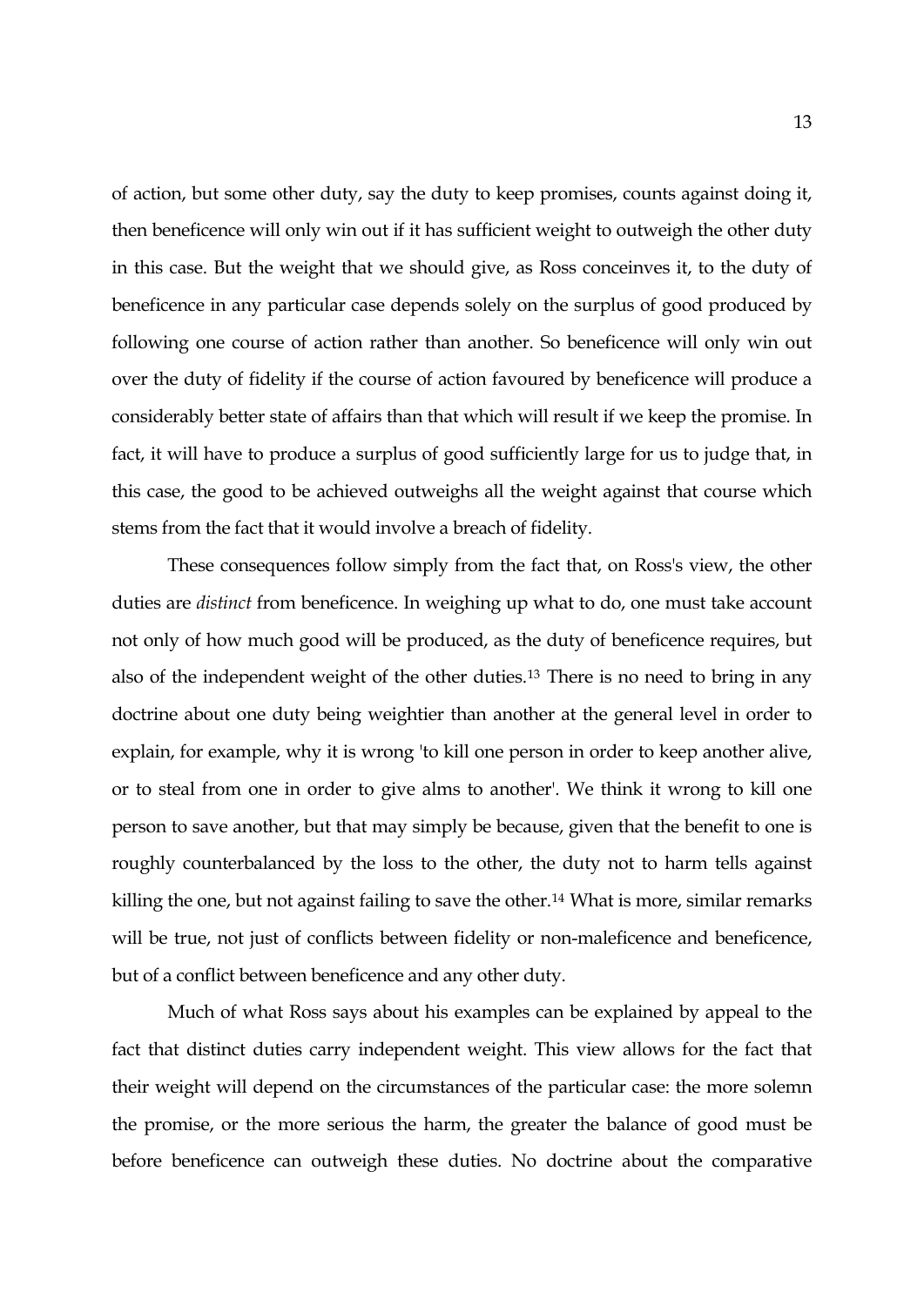of action, but some other duty, say the duty to keep promises, counts against doing it, then beneficence will only win out if it has sufficient weight to outweigh the other duty in this case. But the weight that we should give, as Ross conceinves it, to the duty of beneficence in any particular case depends solely on the surplus of good produced by following one course of action rather than another. So beneficence will only win out over the duty of fidelity if the course of action favoured by beneficence will produce a considerably better state of affairs than that which will result if we keep the promise. In fact, it will have to produce a surplus of good sufficiently large for us to judge that, in this case, the good to be achieved outweighs all the weight against that course which stems from the fact that it would involve a breach of fidelity.

These consequences follow simply from the fact that, on Ross's view, the other duties are *distinct* from beneficence. In weighing up what to do, one must take account not only of how much good will be produced, as the duty of beneficence requires, but also of the independent weight of the other duties.[13] There is no need to bring in any doctrine about one duty being weightier than another at the general level in order to explain, for example, why it is wrong 'to kill one person in order to keep another alive, or to steal from one in order to give alms to another'. We think it wrong to kill one person to save another, but that may simply be because, given that the benefit to one is roughly counterbalanced by the loss to the other, the duty not to harm tells against killing the one, but not against failing to save the other.[14] What is more, similar remarks will be true, not just of conflicts between fidelity or non-maleficence and beneficence, but of a conflict between beneficence and any other duty.

Much of what Ross says about his examples can be explained by appeal to the fact that distinct duties carry independent weight. This view allows for the fact that their weight will depend on the circumstances of the particular case: the more solemn the promise, or the more serious the harm, the greater the balance of good must be before beneficence can outweigh these duties. No doctrine about the comparative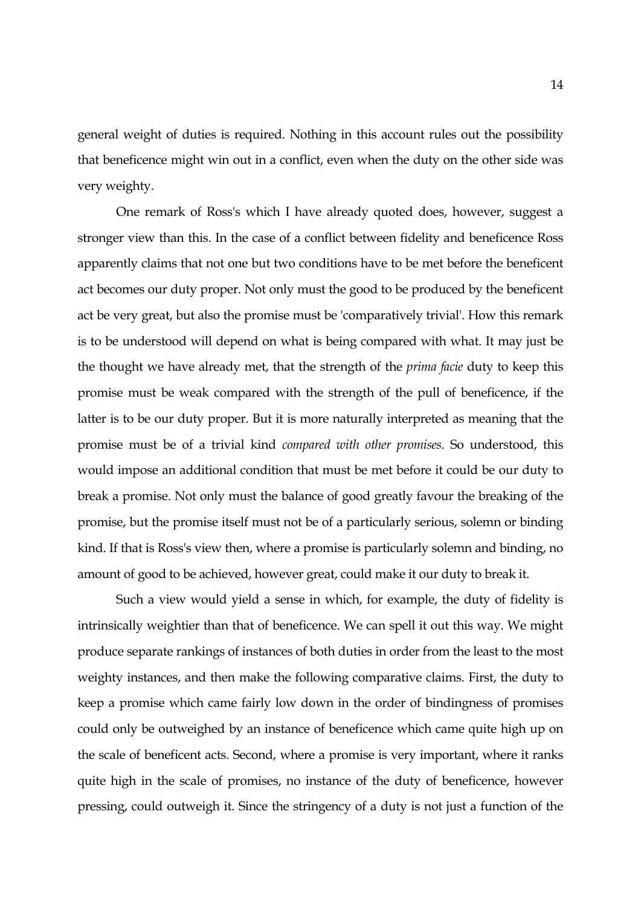general weight of duties is required. Nothing in this account rules out the possibility that beneficence might win out in a conflict, even when the duty on the other side was very weighty.

One remark of Ross's which I have already quoted does, however, suggest a stronger view than this. In the case of a conflict between fidelity and beneficence Ross apparently claims that not one but two conditions have to be met before the beneficent act becomes our duty proper. Not only must the good to be produced by the beneficent act be very great, but also the promise must be 'comparatively trivial'. How this remark is to be understood will depend on what is being compared with what. It may just be the thought we have already met, that the strength of the *prima facie* duty to keep this promise must be weak compared with the strength of the pull of beneficence, if the latter is to be our duty proper. But it is more naturally interpreted as meaning that the promise must be of a trivial kind *compared with other promises*. So understood, this would impose an additional condition that must be met before it could be our duty to break a promise. Not only must the balance of good greatly favour the breaking of the promise, but the promise itself must not be of a particularly serious, solemn or binding kind. If that is Ross's view then, where a promise is particularly solemn and binding, no amount of good to be achieved, however great, could make it our duty to break it.

Such a view would yield a sense in which, for example, the duty of fidelity is intrinsically weightier than that of beneficence. We can spell it out this way. We might produce separate rankings of instances of both duties in order from the least to the most weighty instances, and then make the following comparative claims. First, the duty to keep a promise which came fairly low down in the order of bindingness of promises could only be outweighed by an instance of beneficence which came quite high up on the scale of beneficent acts. Second, where a promise is very important, where it ranks quite high in the scale of promises, no instance of the duty of beneficence, however pressing, could outweigh it. Since the stringency of a duty is not just a function of the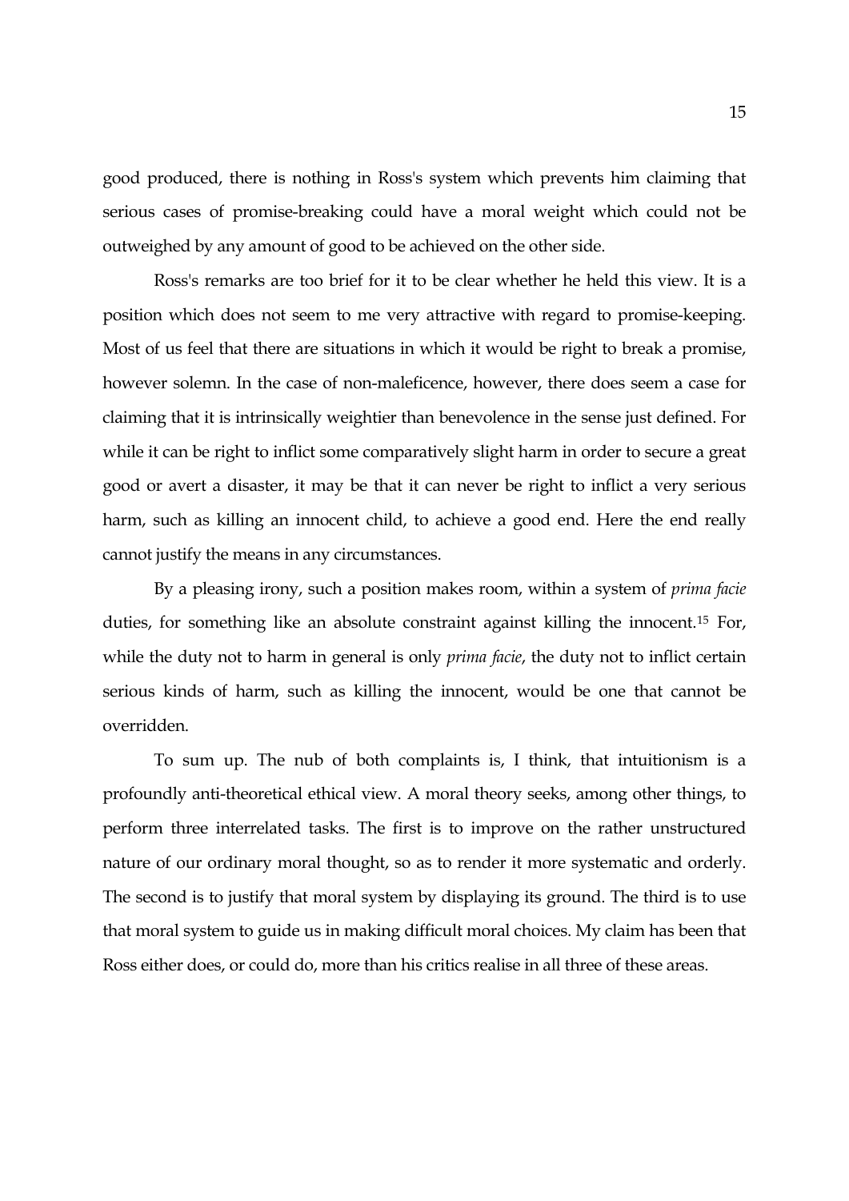good produced, there is nothing in Ross's system which prevents him claiming that serious cases of promise-breaking could have a moral weight which could not be outweighed by any amount of good to be achieved on the other side.

Ross's remarks are too brief for it to be clear whether he held this view. It is a position which does not seem to me very attractive with regard to promise-keeping. Most of us feel that there are situations in which it would be right to break a promise, however solemn. In the case of non-maleficence, however, there does seem a case for claiming that it is intrinsically weightier than benevolence in the sense just defined. For while it can be right to inflict some comparatively slight harm in order to secure a great good or avert a disaster, it may be that it can never be right to inflict a very serious harm, such as killing an innocent child, to achieve a good end. Here the end really cannot justify the means in any circumstances.

By a pleasing irony, such a position makes room, within a system of *prima facie* duties, for something like an absolute constraint against killing the innocent.[15] For, while the duty not to harm in general is only *prima facie*, the duty not to inflict certain serious kinds of harm, such as killing the innocent, would be one that cannot be overridden.

To sum up. The nub of both complaints is, I think, that intuitionism is a profoundly anti-theoretical ethical view. A moral theory seeks, among other things, to perform three interrelated tasks. The first is to improve on the rather unstructured nature of our ordinary moral thought, so as to render it more systematic and orderly. The second is to justify that moral system by displaying its ground. The third is to use that moral system to guide us in making difficult moral choices. My claim has been that Ross either does, or could do, more than his critics realise in all three of these areas.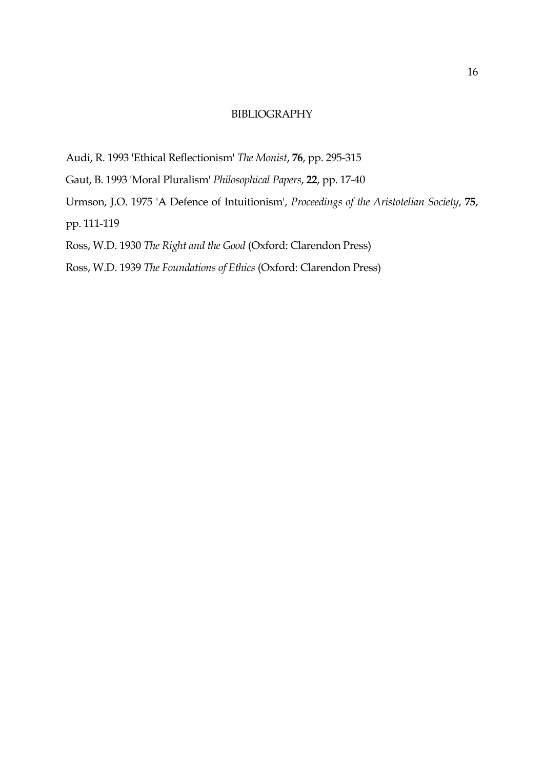# BIBLIOGRAPHY

Audi, R. 1993 'Ethical Reflectionism' *The Monist*, **76**, pp. 295-315

Gaut, B. 1993 'Moral Pluralism' *Philosophical Papers*, **22**, pp. 17-40

Urmson, J.O. 1975 'A Defence of Intuitionism', *Proceedings of the Aristotelian Society*, **75**, pp. 111-119

Ross, W.D. 1930 *The Right and the Good* (Oxford: Clarendon Press)

Ross, W.D. 1939 *The Foundations of Ethics* (Oxford: Clarendon Press)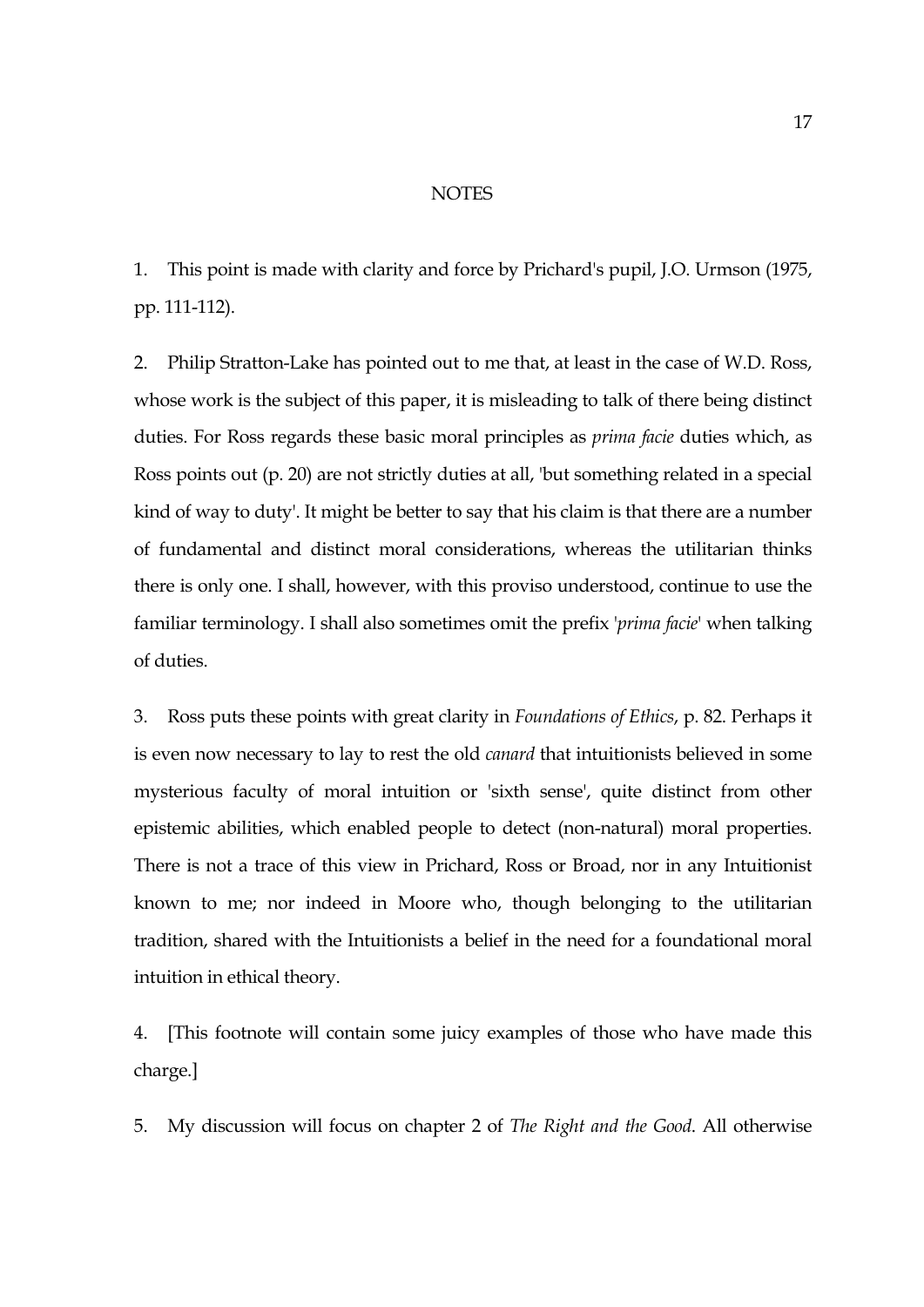## NOTES

1. This point is made with clarity and force by Prichard's pupil, J.O. Urmson (1975, pp. 111-112).

2. Philip Stratton-Lake has pointed out to me that, at least in the case of W.D. Ross, whose work is the subject of this paper, it is misleading to talk of there being distinct duties. For Ross regards these basic moral principles as *prima facie* duties which, as Ross points out (p. 20) are not strictly duties at all, 'but something related in a special kind of way to duty'. It might be better to say that his claim is that there are a number of fundamental and distinct moral considerations, whereas the utilitarian thinks there is only one. I shall, however, with this proviso understood, continue to use the familiar terminology. I shall also sometimes omit the prefix '*prima facie*' when talking of duties.

3. Ross puts these points with great clarity in *Foundations of Ethics*, p. 82. Perhaps it is even now necessary to lay to rest the old *canard* that intuitionists believed in some mysterious faculty of moral intuition or 'sixth sense', quite distinct from other epistemic abilities, which enabled people to detect (non-natural) moral properties. There is not a trace of this view in Prichard, Ross or Broad, nor in any Intuitionist known to me; nor indeed in Moore who, though belonging to the utilitarian tradition, shared with the Intuitionists a belief in the need for a foundational moral intuition in ethical theory.

4. [This footnote will contain some juicy examples of those who have made this charge.]

5. My discussion will focus on chapter 2 of *The Right and the Good*. All otherwise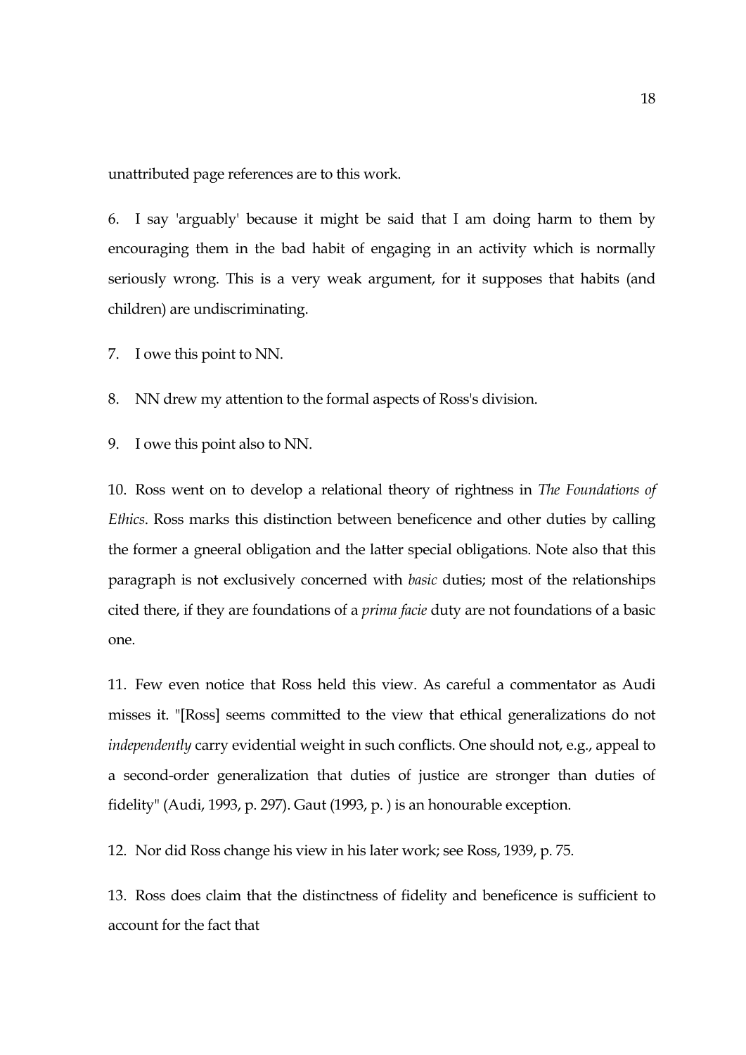unattributed page references are to this work.

6. I say 'arguably' because it might be said that I am doing harm to them by encouraging them in the bad habit of engaging in an activity which is normally seriously wrong. This is a very weak argument, for it supposes that habits (and children) are undiscriminating.

7. I owe this point to NN.

8. NN drew my attention to the formal aspects of Ross's division.

9. I owe this point also to NN.

10. Ross went on to develop a relational theory of rightness in *The Foundations of Ethics*. Ross marks this distinction between beneficence and other duties by calling the former a gneeral obligation and the latter special obligations. Note also that this paragraph is not exclusively concerned with *basic* duties; most of the relationships cited there, if they are foundations of a *prima facie* duty are not foundations of a basic one.

11. Few even notice that Ross held this view. As careful a commentator as Audi misses it. "[Ross] seems committed to the view that ethical generalizations do not *independently* carry evidential weight in such conflicts. One should not, e.g., appeal to a second-order generalization that duties of justice are stronger than duties of fidelity" (Audi, 1993, p. 297). Gaut (1993, p. ) is an honourable exception.

12. Nor did Ross change his view in his later work; see Ross, 1939, p. 75.

13. Ross does claim that the distinctness of fidelity and beneficence is sufficient to account for the fact that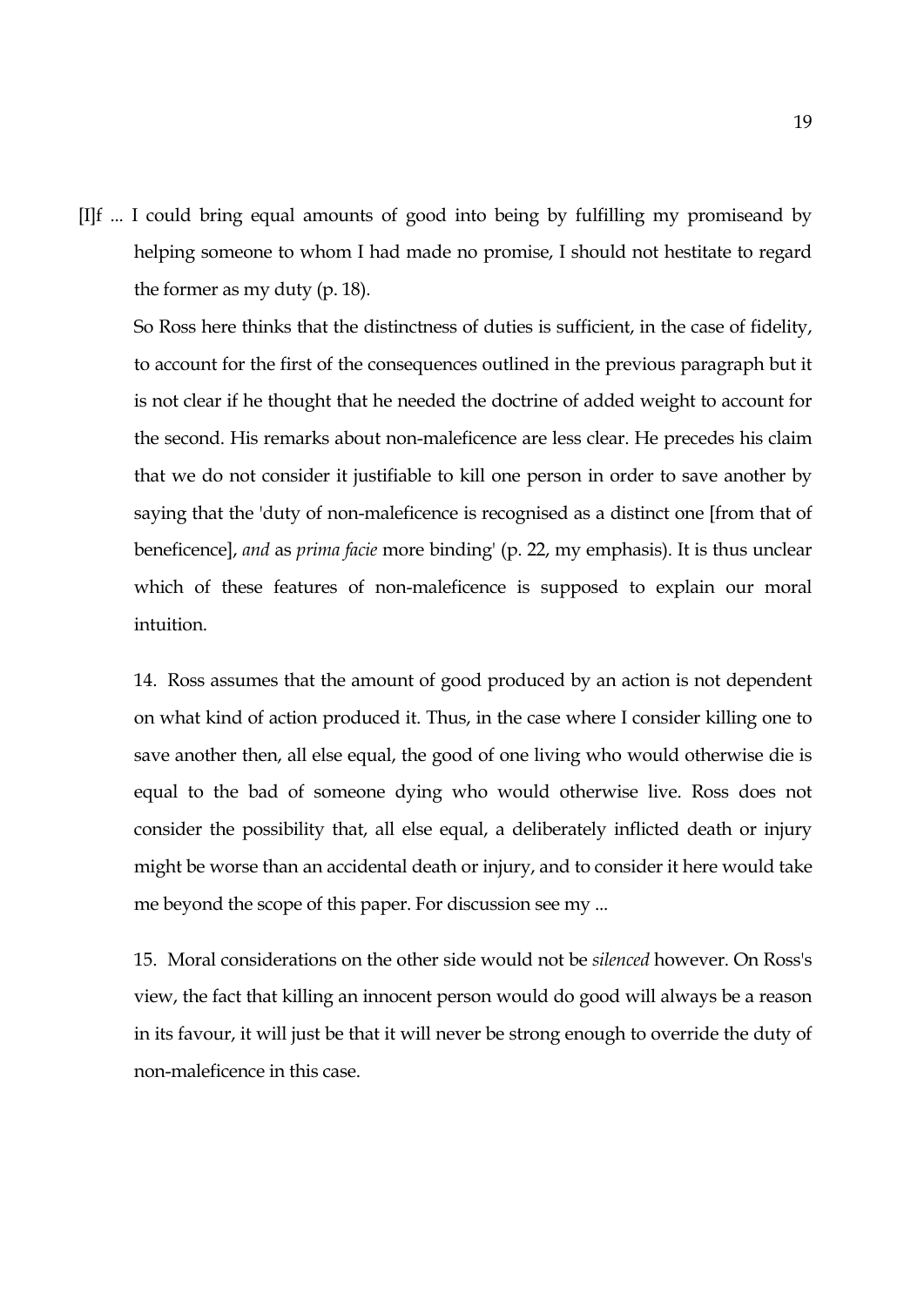[I]f ... I could bring equal amounts of good into being by fulfilling my promiseand by helping someone to whom I had made no promise, I should not hestitate to regard the former as my duty (p. 18).

So Ross here thinks that the distinctness of duties is sufficient, in the case of fidelity, to account for the first of the consequences outlined in the previous paragraph but it is not clear if he thought that he needed the doctrine of added weight to account for the second. His remarks about non-maleficence are less clear. He precedes his claim that we do not consider it justifiable to kill one person in order to save another by saying that the 'duty of non-maleficence is recognised as a distinct one [from that of beneficence], *and* as *prima facie* more binding' (p. 22, my emphasis). It is thus unclear which of these features of non-maleficence is supposed to explain our moral intuition.

14. Ross assumes that the amount of good produced by an action is not dependent on what kind of action produced it. Thus, in the case where I consider killing one to save another then, all else equal, the good of one living who would otherwise die is equal to the bad of someone dying who would otherwise live. Ross does not consider the possibility that, all else equal, a deliberately inflicted death or injury might be worse than an accidental death or injury, and to consider it here would take me beyond the scope of this paper. For discussion see my ...

15. Moral considerations on the other side would not be *silenced* however. On Ross's view, the fact that killing an innocent person would do good will always be a reason in its favour, it will just be that it will never be strong enough to override the duty of non-maleficence in this case.